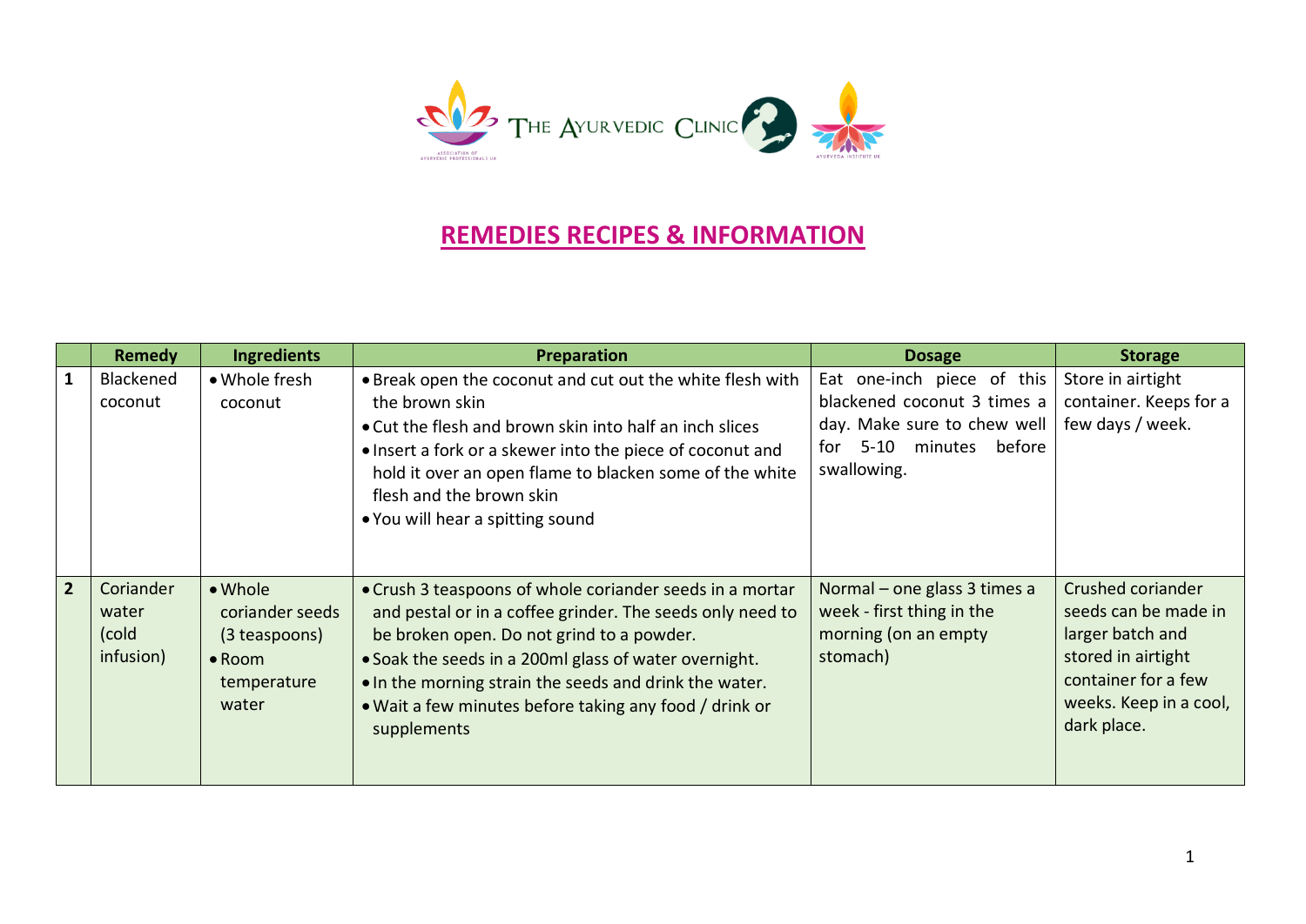# REMEDIES RECIPES & INFORMATION

| | Remedy | Ingredients | Preparation | Dosage | Storage |
|---|---|---|---|---|---|
| **1** | Blackened coconut | • Whole fresh coconut | • Break open the coconut and cut out the white flesh with the brown skin<br>• Cut the flesh and brown skin into half an inch slices<br>• Insert a fork or a skewer into the piece of coconut and hold it over an open flame to blacken some of the white flesh and the brown skin<br>• You will hear a spitting sound | Eat one-inch piece of this blackened coconut 3 times a day. Make sure to chew well for 5-10 minutes before swallowing. | Store in airtight container. Keeps for a few days / week. |
| **2** | Coriander water (cold infusion) | • Whole coriander seeds (3 teaspoons)<br>• Room temperature water | • Crush 3 teaspoons of whole coriander seeds in a mortar and pestal or in a coffee grinder. The seeds only need to be broken open. Do not grind to a powder.<br>• Soak the seeds in a 200ml glass of water overnight.<br>• In the morning strain the seeds and drink the water.<br>• Wait a few minutes before taking any food / drink or supplements | Normal – one glass 3 times a week - first thing in the morning (on an empty stomach) | Crushed coriander seeds can be made in larger batch and stored in airtight container for a few weeks. Keep in a cool, dark place. |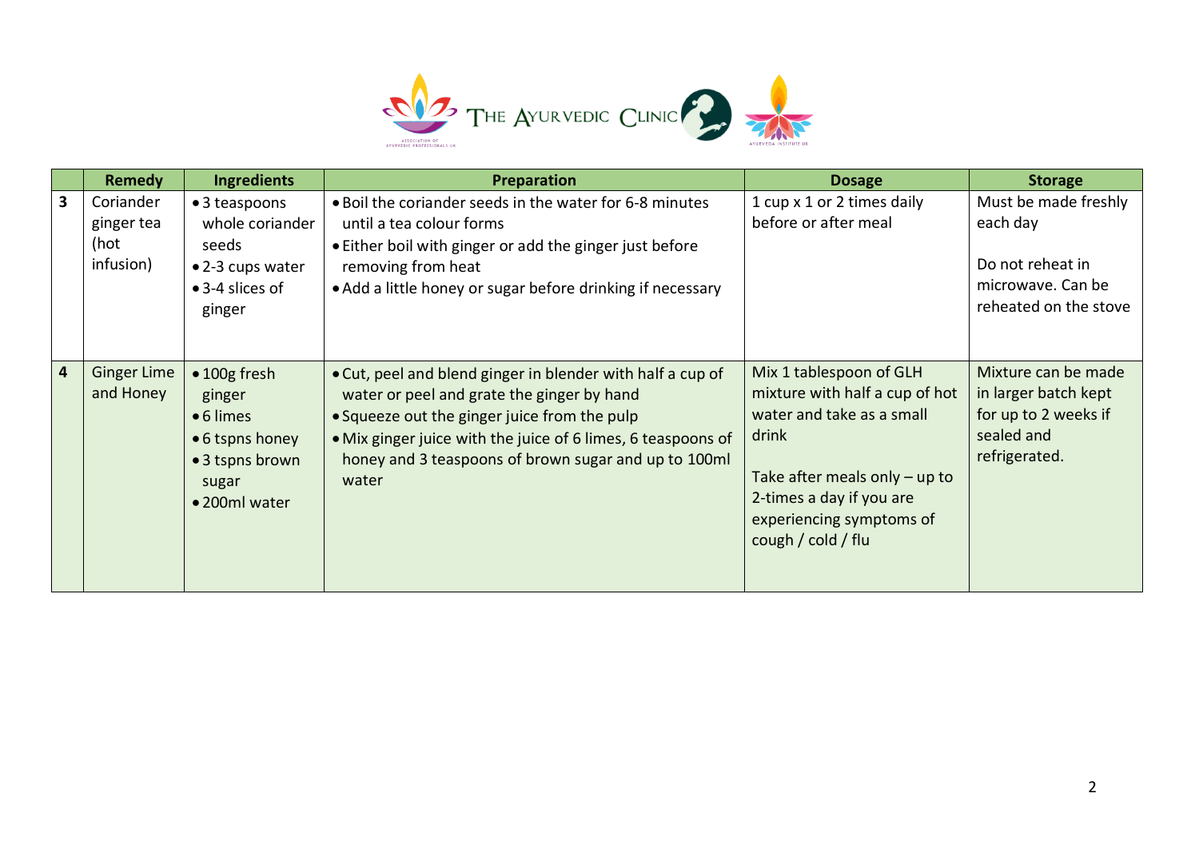| | Remedy | Ingredients | Preparation | Dosage | Storage |
|---|---|---|---|---|---|
| **3** | Coriander ginger tea (hot infusion) | • 3 teaspoons whole coriander seeds<br>• 2-3 cups water<br>• 3-4 slices of ginger | • Boil the coriander seeds in the water for 6-8 minutes until a tea colour forms<br>• Either boil with ginger or add the ginger just before removing from heat<br>• Add a little honey or sugar before drinking if necessary | 1 cup x 1 or 2 times daily before or after meal | Must be made freshly each day<br><br>Do not reheat in microwave. Can be reheated on the stove |
| **4** | Ginger Lime and Honey | • 100g fresh ginger<br>• 6 limes<br>• 6 tspns honey<br>• 3 tspns brown sugar<br>• 200ml water | • Cut, peel and blend ginger in blender with half a cup of water or peel and grate the ginger by hand<br>• Squeeze out the ginger juice from the pulp<br>• Mix ginger juice with the juice of 6 limes, 6 teaspoons of honey and 3 teaspoons of brown sugar and up to 100ml water | Mix 1 tablespoon of GLH mixture with half a cup of hot water and take as a small drink<br><br>Take after meals only – up to 2-times a day if you are experiencing symptoms of cough / cold / flu | Mixture can be made in larger batch kept for up to 2 weeks if sealed and refrigerated. |